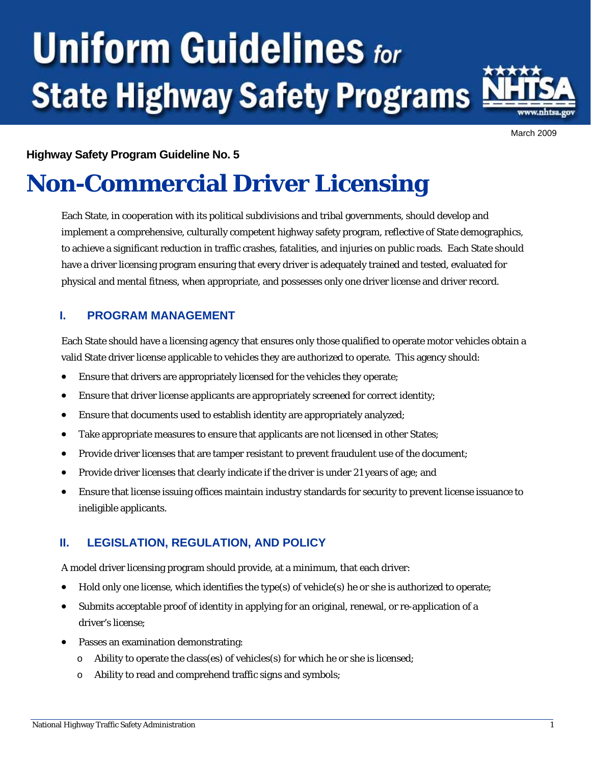# Uniform Guidelines for State Highway Safety Programs

March 2009

**Highway Safety Program Guideline No. 5**

# Non-Commercial Driver Licensing

Each State, in cooperation with its political subdivisions and tribal governments, should develop and implement a comprehensive, culturally competent highway safety program, reflective of State demographics, to achieve a significant reduction in traffic crashes, fatalities, and injuries on public roads. Each State should have a driver licensing program ensuring that every driver is adequately trained and tested, evaluated for physical and mental fitness, when appropriate, and possesses only one driver license and driver record.

## I. PROGRAM MANAGEMENT

Each State should have a licensing agency that ensures only those qualified to operate motor vehicles obtain a valid State driver license applicable to vehicles they are authorized to operate. This agency should:

- Ensure that drivers are appropriately licensed for the vehicles they operate;
- Ensure that driver license applicants are appropriately screened for correct identity;
- Ensure that documents used to establish identity are appropriately analyzed;
- Take appropriate measures to ensure that applicants are not licensed in other States;
- Provide driver licenses that are tamper resistant to prevent fraudulent use of the document;
- Provide driver licenses that clearly indicate if the driver is under 21 years of age; and
- Ensure that license issuing offices maintain industry standards for security to prevent license issuance to ineligible applicants.

## II. LEGISLATION, REGULATION, AND POLICY

A model driver licensing program should provide, at a minimum, that each driver:

- Hold only one license, which identifies the type(s) of vehicle(s) he or she is authorized to operate;
- Submits acceptable proof of identity in applying for an original, renewal, or re-application of a driver's license;
- Passes an examination demonstrating:
  - Ability to operate the class(es) of vehicles(s) for which he or she is licensed;
  - Ability to read and comprehend traffic signs and symbols;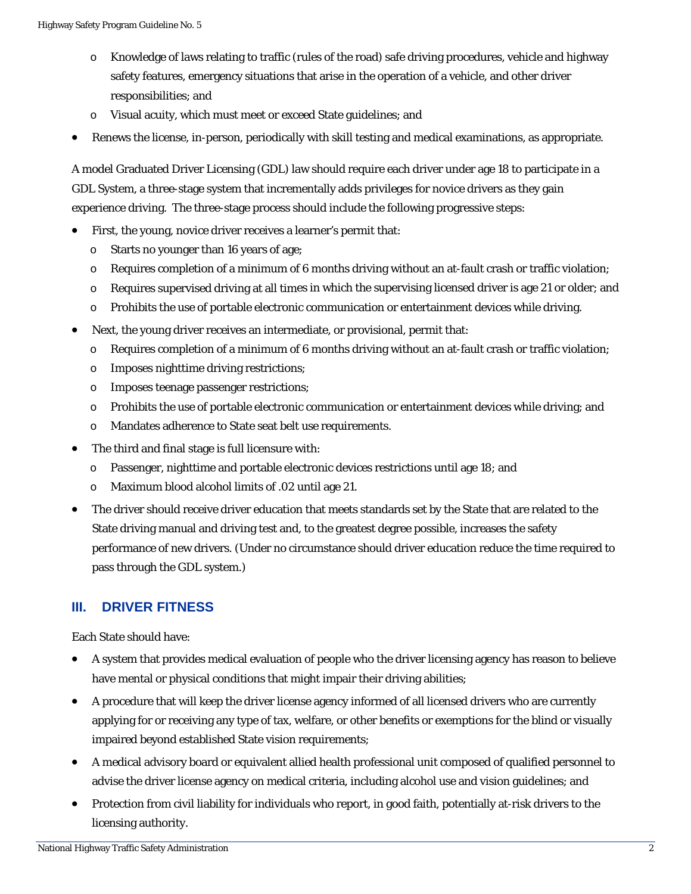- Knowledge of laws relating to traffic (rules of the road) safe driving procedures, vehicle and highway safety features, emergency situations that arise in the operation of a vehicle, and other driver responsibilities; and
  - Visual acuity, which must meet or exceed State guidelines; and
- Renews the license, in-person, periodically with skill testing and medical examinations, as appropriate.

A model Graduated Driver Licensing (GDL) law should require each driver under age 18 to participate in a GDL System, a three-stage system that incrementally adds privileges for novice drivers as they gain experience driving. The three-stage process should include the following progressive steps:

- First, the young, novice driver receives a learner's permit that:
  - Starts no younger than 16 years of age;
  - Requires completion of a minimum of 6 months driving without an at-fault crash or traffic violation;
  - Requires supervised driving at all times in which the supervising licensed driver is age 21 or older; and
  - Prohibits the use of portable electronic communication or entertainment devices while driving.
- Next, the young driver receives an intermediate, or provisional, permit that:
  - Requires completion of a minimum of 6 months driving without an at-fault crash or traffic violation;
  - Imposes nighttime driving restrictions;
  - Imposes teenage passenger restrictions;
  - Prohibits the use of portable electronic communication or entertainment devices while driving; and
  - Mandates adherence to State seat belt use requirements.
- The third and final stage is full licensure with:
  - Passenger, nighttime and portable electronic devices restrictions until age 18; and
  - Maximum blood alcohol limits of .02 until age 21.
- The driver should receive driver education that meets standards set by the State that are related to the State driving manual and driving test and, to the greatest degree possible, increases the safety performance of new drivers. (Under no circumstance should driver education reduce the time required to pass through the GDL system.)

## III. DRIVER FITNESS

Each State should have:

- A system that provides medical evaluation of people who the driver licensing agency has reason to believe have mental or physical conditions that might impair their driving abilities;
- A procedure that will keep the driver license agency informed of all licensed drivers who are currently applying for or receiving any type of tax, welfare, or other benefits or exemptions for the blind or visually impaired beyond established State vision requirements;
- A medical advisory board or equivalent allied health professional unit composed of qualified personnel to advise the driver license agency on medical criteria, including alcohol use and vision guidelines; and
- Protection from civil liability for individuals who report, in good faith, potentially at-risk drivers to the licensing authority.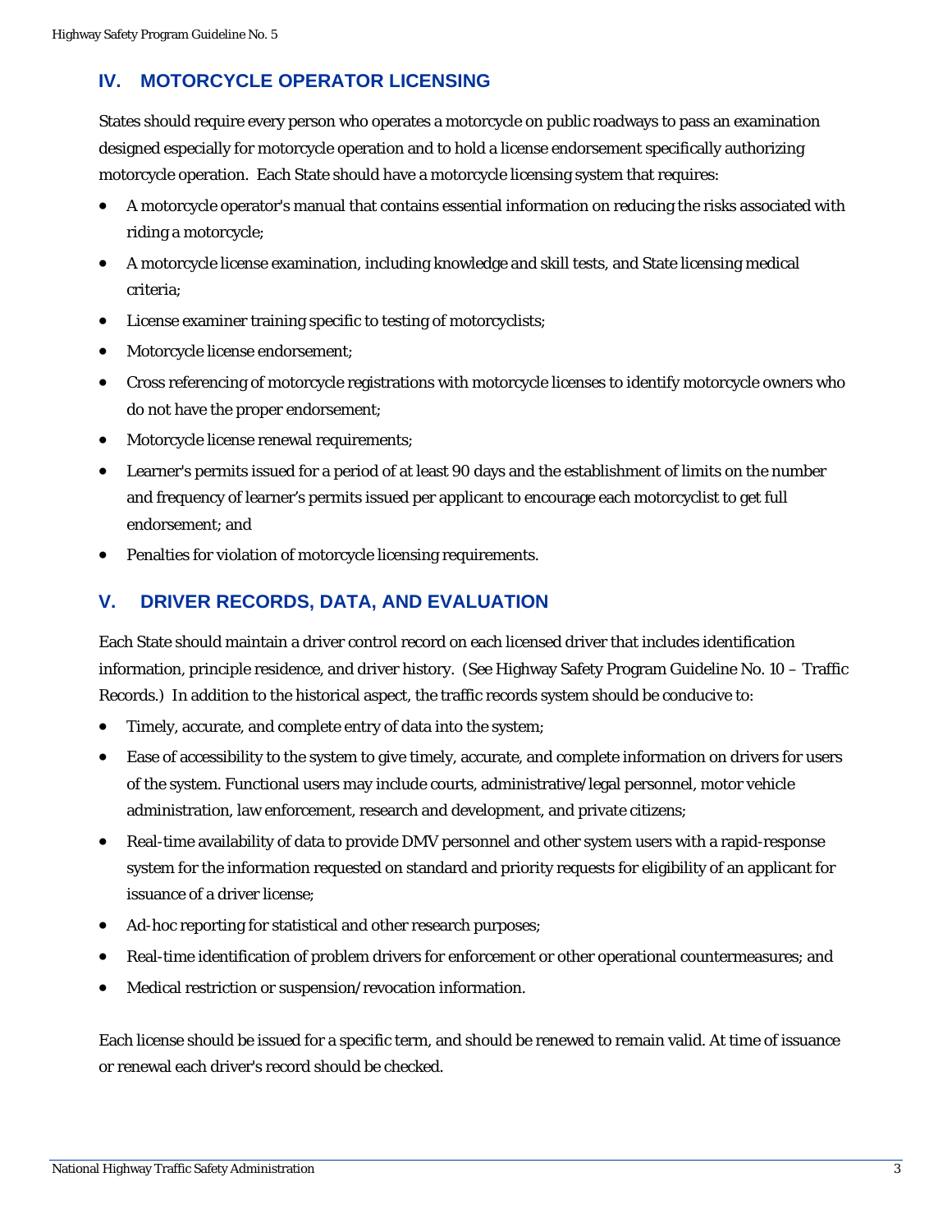## IV. MOTORCYCLE OPERATOR LICENSING

States should require every person who operates a motorcycle on public roadways to pass an examination designed especially for motorcycle operation and to hold a license endorsement specifically authorizing motorcycle operation. Each State should have a motorcycle licensing system that requires:

- A motorcycle operator's manual that contains essential information on reducing the risks associated with riding a motorcycle;
- A motorcycle license examination, including knowledge and skill tests, and State licensing medical criteria;
- License examiner training specific to testing of motorcyclists;
- Motorcycle license endorsement;
- Cross referencing of motorcycle registrations with motorcycle licenses to identify motorcycle owners who do not have the proper endorsement;
- Motorcycle license renewal requirements;
- Learner's permits issued for a period of at least 90 days and the establishment of limits on the number and frequency of learner's permits issued per applicant to encourage each motorcyclist to get full endorsement; and
- Penalties for violation of motorcycle licensing requirements.

## V. DRIVER RECORDS, DATA, AND EVALUATION

Each State should maintain a driver control record on each licensed driver that includes identification information, principle residence, and driver history. (See Highway Safety Program Guideline No. 10 – Traffic Records.) In addition to the historical aspect, the traffic records system should be conducive to:

- Timely, accurate, and complete entry of data into the system;
- Ease of accessibility to the system to give timely, accurate, and complete information on drivers for users of the system. Functional users may include courts, administrative/legal personnel, motor vehicle administration, law enforcement, research and development, and private citizens;
- Real-time availability of data to provide DMV personnel and other system users with a rapid-response system for the information requested on standard and priority requests for eligibility of an applicant for issuance of a driver license;
- Ad-hoc reporting for statistical and other research purposes;
- Real-time identification of problem drivers for enforcement or other operational countermeasures; and
- Medical restriction or suspension/revocation information.

Each license should be issued for a specific term, and should be renewed to remain valid. At time of issuance or renewal each driver's record should be checked.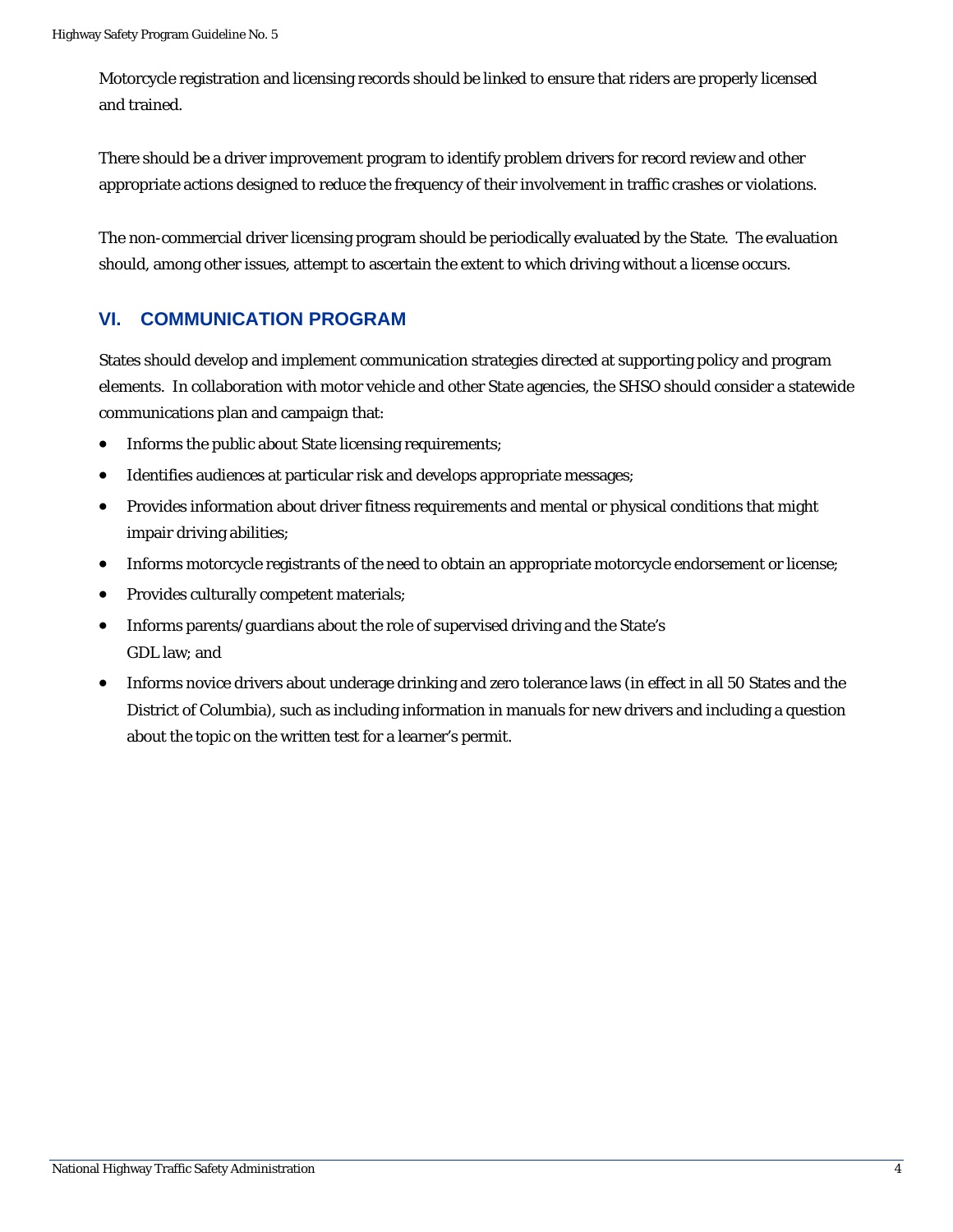Motorcycle registration and licensing records should be linked to ensure that riders are properly licensed and trained.

There should be a driver improvement program to identify problem drivers for record review and other appropriate actions designed to reduce the frequency of their involvement in traffic crashes or violations.

The non-commercial driver licensing program should be periodically evaluated by the State. The evaluation should, among other issues, attempt to ascertain the extent to which driving without a license occurs.

## VI. COMMUNICATION PROGRAM

States should develop and implement communication strategies directed at supporting policy and program elements. In collaboration with motor vehicle and other State agencies, the SHSO should consider a statewide communications plan and campaign that:

- Informs the public about State licensing requirements;
- Identifies audiences at particular risk and develops appropriate messages;
- Provides information about driver fitness requirements and mental or physical conditions that might impair driving abilities;
- Informs motorcycle registrants of the need to obtain an appropriate motorcycle endorsement or license;
- Provides culturally competent materials;
- Informs parents/guardians about the role of supervised driving and the State's GDL law; and
- Informs novice drivers about underage drinking and zero tolerance laws (in effect in all 50 States and the District of Columbia), such as including information in manuals for new drivers and including a question about the topic on the written test for a learner's permit.